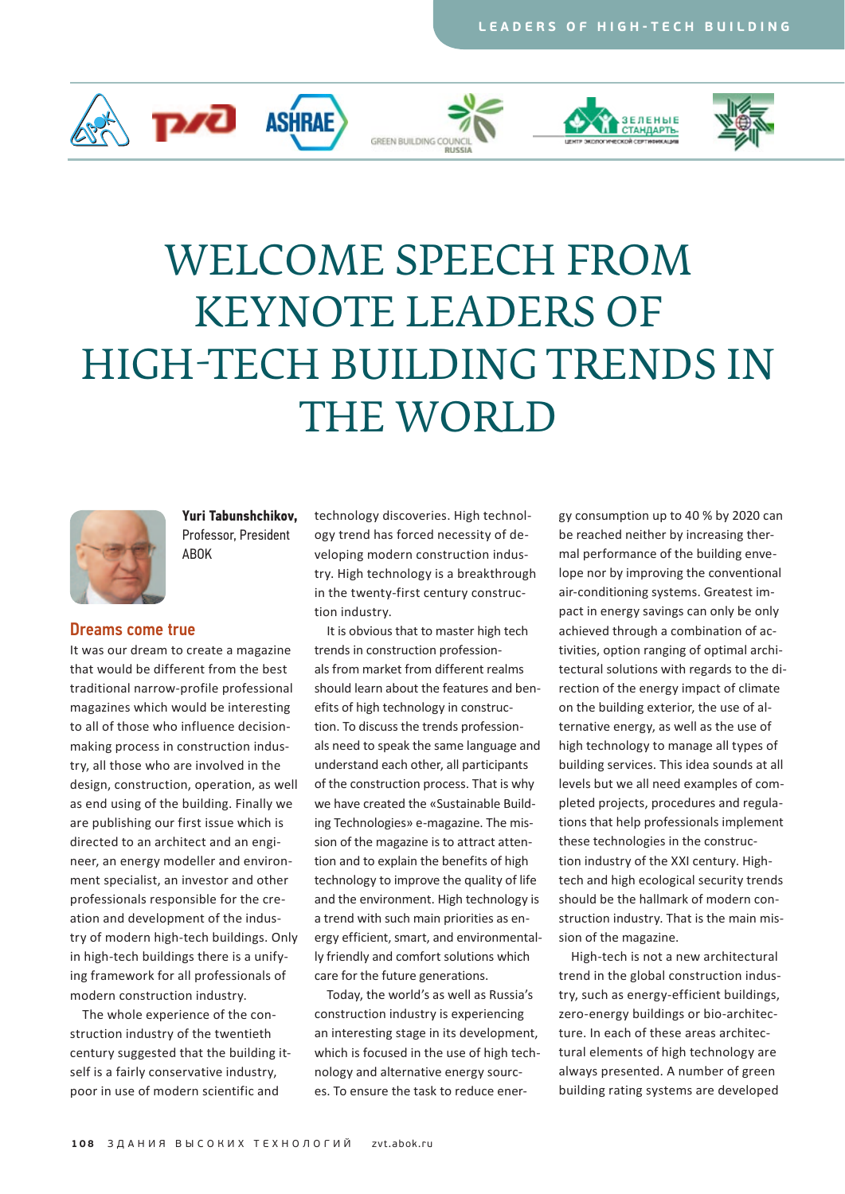# WELCOME SPEECH FROM KEYNOTE LEADERS OF HIGH-TECH BUILDING TRENDS IN THE WORLD

**Yuri Tabunshchikov,** Professor, President ABOK

## Dreams come true

It was our dream to create a magazine that would be different from the best traditional narrow-profile professional magazines which would be interesting to all of those who influence decision-making process in construction industry, all those who are involved in the design, construction, operation, as well as end using of the building. Finally we are publishing our first issue which is directed to an architect and an engineer, an energy modeller and environment specialist, an investor and other professionals responsible for the creation and development of the industry of modern high-tech buildings. Only in high-tech buildings there is a unifying framework for all professionals of modern construction industry.

The whole experience of the construction industry of the twentieth century suggested that the building itself is a fairly conservative industry, poor in use of modern scientific and technology discoveries. High technology trend has forced necessity of developing modern construction industry. High technology is a breakthrough in the twenty-first century construction industry.

It is obvious that to master high tech trends in construction professionals from market from different realms should learn about the features and benefits of high technology in construction. To discuss the trends professionals need to speak the same language and understand each other, all participants of the construction process. That is why we have created the «Sustainable Building Technologies» e-magazine. The mission of the magazine is to attract attention and to explain the benefits of high technology to improve the quality of life and the environment. High technology is a trend with such main priorities as energy efficient, smart, and environmentally friendly and comfort solutions which care for the future generations.

Today, the world's as well as Russia's construction industry is experiencing an interesting stage in its development, which is focused in the use of high technology and alternative energy sources. To ensure the task to reduce energy consumption up to 40 % by 2020 can be reached neither by increasing thermal performance of the building envelope nor by improving the conventional air-conditioning systems. Greatest impact in energy savings can only be only achieved through a combination of activities, option ranging of optimal architectural solutions with regards to the direction of the energy impact of climate on the building exterior, the use of alternative energy, as well as the use of high technology to manage all types of building services. This idea sounds at all levels but we all need examples of completed projects, procedures and regulations that help professionals implement these technologies in the construction industry of the XXI century. High-tech and high ecological security trends should be the hallmark of modern construction industry. That is the main mission of the magazine.

High-tech is not a new architectural trend in the global construction industry, such as energy-efficient buildings, zero-energy buildings or bio-architecture. In each of these areas architectural elements of high technology are always presented. A number of green building rating systems are developed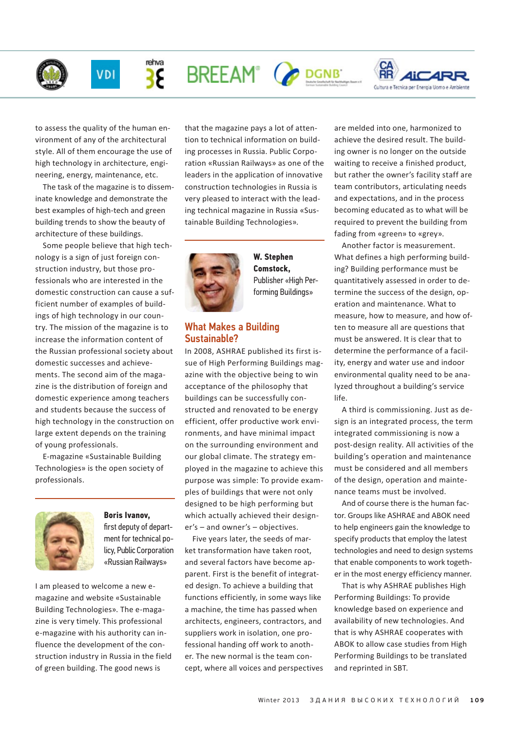to assess the quality of the human environment of any of the architectural style. All of them encourage the use of high technology in architecture, engineering, energy, maintenance, etc.

The task of the magazine is to disseminate knowledge and demonstrate the best examples of high-tech and green building trends to show the beauty of architecture of these buildings.

Some people believe that high technology is a sign of just foreign construction industry, but those professionals who are interested in the domestic construction can cause a sufficient number of examples of buildings of high technology in our country. The mission of the magazine is to increase the information content of the Russian professional society about domestic successes and achievements. The second aim of the magazine is the distribution of foreign and domestic experience among teachers and students because the success of high technology in the construction on large extent depends on the training of young professionals.

E-magazine «Sustainable Building Technologies» is the open society of professionals.

**Boris Ivanov,** first deputy of department for technical policy, Public Corporation «Russian Railways»

I am pleased to welcome a new e-magazine and website «Sustainable Building Technologies». The e-magazine is very timely. This professional e-magazine with his authority can influence the development of the construction industry in Russia in the field of green building. The good news is that the magazine pays a lot of attention to technical information on building processes in Russia. Public Corporation «Russian Railways» as one of the leaders in the application of innovative construction technologies in Russia is very pleased to interact with the leading technical magazine in Russia «Sustainable Building Technologies».

**W. Stephen Comstock,** Publisher «High Performing Buildings»

## What Makes a Building Sustainable?

In 2008, ASHRAE published its first issue of High Performing Buildings magazine with the objective being to win acceptance of the philosophy that buildings can be successfully constructed and renovated to be energy efficient, offer productive work environments, and have minimal impact on the surrounding environment and our global climate. The strategy employed in the magazine to achieve this purpose was simple: To provide examples of buildings that were not only designed to be high performing but which actually achieved their designer's – and owner's – objectives.

Five years later, the seeds of market transformation have taken root, and several factors have become apparent. First is the benefit of integrated design. To achieve a building that functions efficiently, in some ways like a machine, the time has passed when architects, engineers, contractors, and suppliers work in isolation, one professional handing off work to another. The new normal is the team concept, where all voices and perspectives are melded into one, harmonized to achieve the desired result. The building owner is no longer on the outside waiting to receive a finished product, but rather the owner's facility staff are team contributors, articulating needs and expectations, and in the process becoming educated as to what will be required to prevent the building from fading from «green» to «grey».

Another factor is measurement. What defines a high performing building? Building performance must be quantitatively assessed in order to determine the success of the design, operation and maintenance. What to measure, how to measure, and how often to measure all are questions that must be answered. It is clear that to determine the performance of a facility, energy and water use and indoor environmental quality need to be analyzed throughout a building's service life.

A third is commissioning. Just as design is an integrated process, the term integrated commissioning is now a post-design reality. All activities of the building's operation and maintenance must be considered and all members of the design, operation and maintenance teams must be involved.

And of course there is the human factor. Groups like ASHRAE and ABOK need to help engineers gain the knowledge to specify products that employ the latest technologies and need to design systems that enable components to work together in the most energy efficiency manner.

That is why ASHRAE publishes High Performing Buildings: To provide knowledge based on experience and availability of new technologies. And that is why ASHRAE cooperates with ABOK to allow case studies from High Performing Buildings to be translated and reprinted in SBT.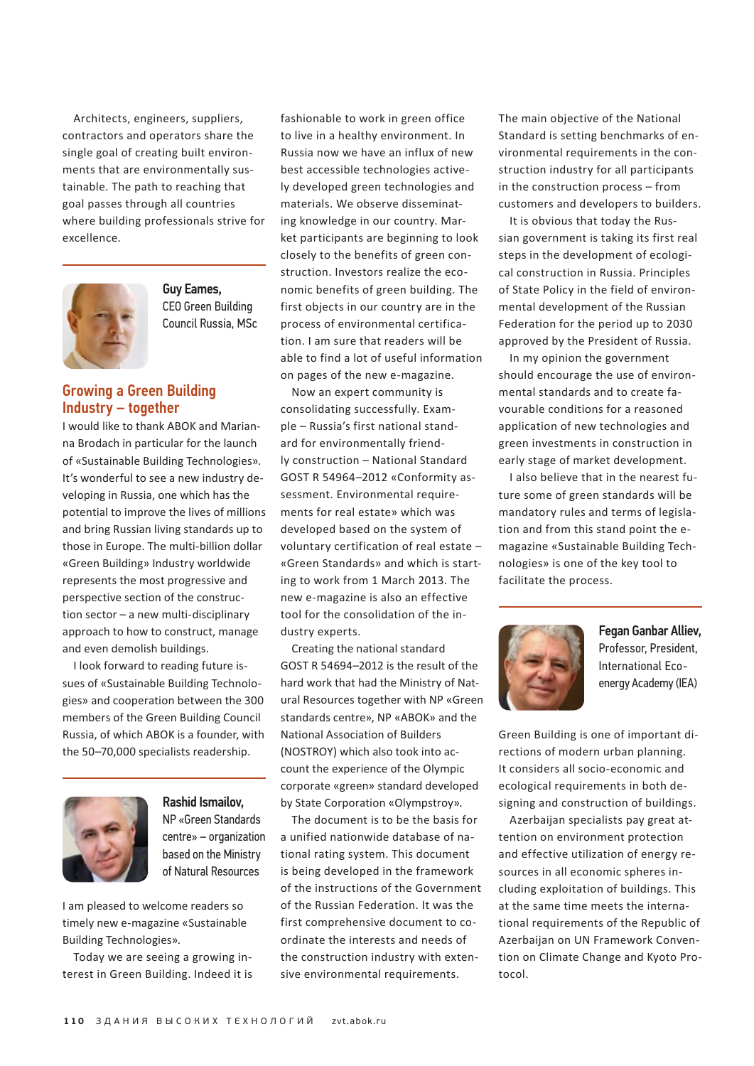Architects, engineers, suppliers, contractors and operators share the single goal of creating built environments that are environmentally sustainable. The path to reaching that goal passes through all countries where building professionals strive for excellence.

**Guy Eames,**
CEO Green Building Council Russia, MSc

## Growing a Green Building Industry – together

I would like to thank ABOK and Marianna Brodach in particular for the launch of «Sustainable Building Technologies». It's wonderful to see a new industry developing in Russia, one which has the potential to improve the lives of millions and bring Russian living standards up to those in Europe. The multi-billion dollar «Green Building» Industry worldwide represents the most progressive and perspective section of the construction sector – a new multi-disciplinary approach to how to construct, manage and even demolish buildings.

I look forward to reading future issues of «Sustainable Building Technologies» and cooperation between the 300 members of the Green Building Council Russia, of which ABOK is a founder, with the 50–70,000 specialists readership.

**Rashid Ismailov,**
NP «Green Standards centre» – organization based on the Ministry of Natural Resources

I am pleased to welcome readers so timely new e-magazine «Sustainable Building Technologies».

Today we are seeing a growing interest in Green Building. Indeed it is fashionable to work in green office to live in a healthy environment. In Russia now we have an influx of new best accessible technologies actively developed green technologies and materials. We observe disseminating knowledge in our country. Market participants are beginning to look closely to the benefits of green construction. Investors realize the economic benefits of green building. The first objects in our country are in the process of environmental certification. I am sure that readers will be able to find a lot of useful information on pages of the new e-magazine.

Now an expert community is consolidating successfully. Example – Russia's first national standard for environmentally friendly construction – National Standard GOST R 54964–2012 «Conformity assessment. Environmental requirements for real estate» which was developed based on the system of voluntary certification of real estate – «Green Standards» and which is starting to work from 1 March 2013. The new e-magazine is also an effective tool for the consolidation of the industry experts.

Creating the national standard GOST R 54694–2012 is the result of the hard work that had the Ministry of Natural Resources together with NP «Green standards centre», NP «ABOK» and the National Association of Builders (NOSTROY) which also took into account the experience of the Olympic corporate «green» standard developed by State Corporation «Olympstroy».

The document is to be the basis for a unified nationwide database of national rating system. This document is being developed in the framework of the instructions of the Government of the Russian Federation. It was the first comprehensive document to coordinate the interests and needs of the construction industry with extensive environmental requirements.

The main objective of the National Standard is setting benchmarks of environmental requirements in the construction industry for all participants in the construction process – from customers and developers to builders.

It is obvious that today the Russian government is taking its first real steps in the development of ecological construction in Russia. Principles of State Policy in the field of environmental development of the Russian Federation for the period up to 2030 approved by the President of Russia.

In my opinion the government should encourage the use of environmental standards and to create favourable conditions for a reasoned application of new technologies and green investments in construction in early stage of market development.

I also believe that in the nearest future some of green standards will be mandatory rules and terms of legislation and from this stand point the e-magazine «Sustainable Building Technologies» is one of the key tool to facilitate the process.

**Fegan Ganbar Alliev,**
Professor, President, International Eco-energy Academy (IEA)

Green Building is one of important directions of modern urban planning. It considers all socio-economic and ecological requirements in both designing and construction of buildings.

Azerbaijan specialists pay great attention on environment protection and effective utilization of energy resources in all economic spheres including exploitation of buildings. This at the same time meets the international requirements of the Republic of Azerbaijan on UN Framework Convention on Climate Change and Kyoto Protocol.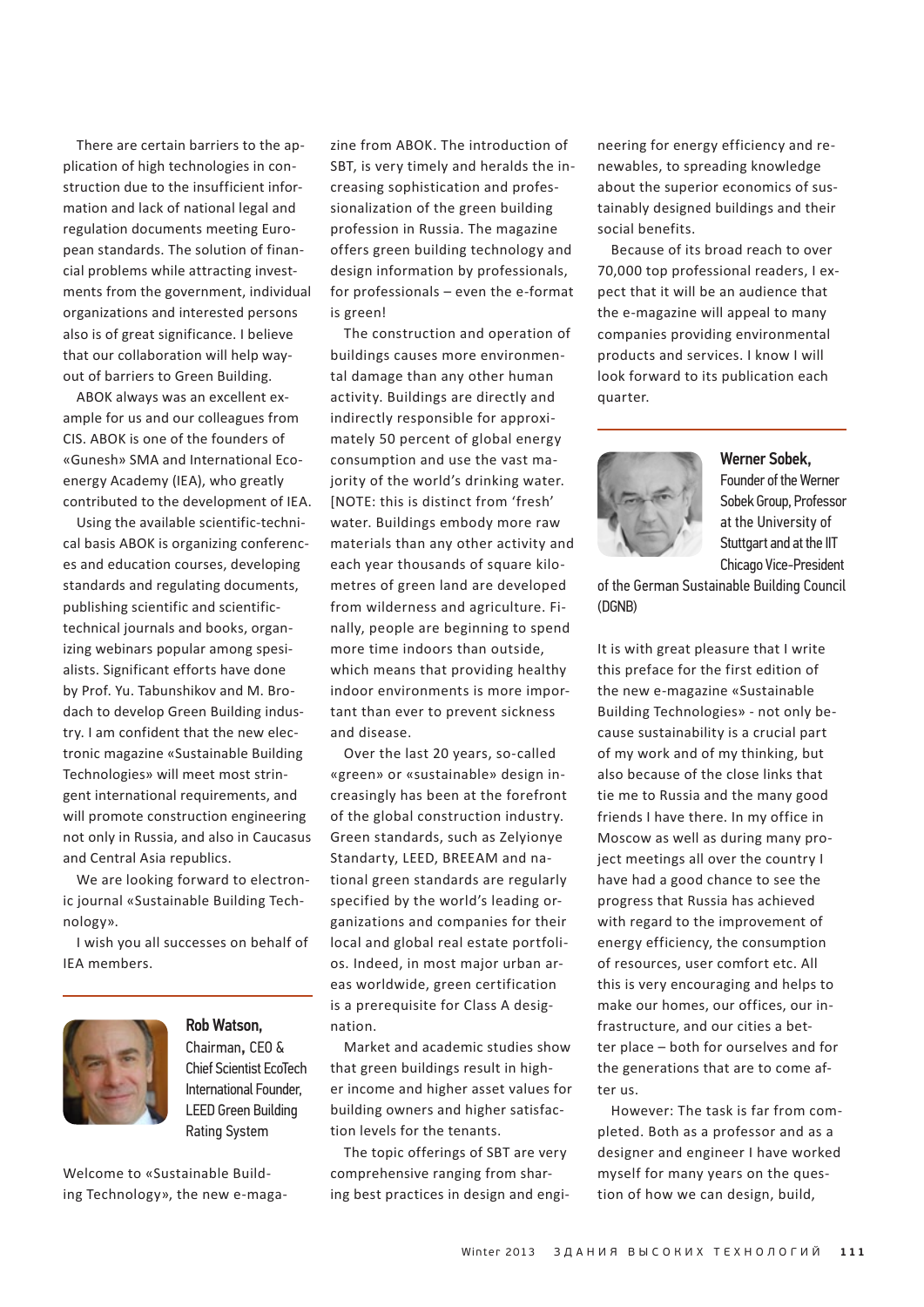There are certain barriers to the application of high technologies in construction due to the insufficient information and lack of national legal and regulation documents meeting European standards. The solution of financial problems while attracting investments from the government, individual organizations and interested persons also is of great significance. I believe that our collaboration will help way-out of barriers to Green Building.

ABOK always was an excellent example for us and our colleagues from CIS. ABOK is one of the founders of «Gunesh» SMA and International Eco-energy Academy (IEA), who greatly contributed to the development of IEA.

Using the available scientific-technical basis ABOK is organizing conferences and education courses, developing standards and regulating documents, publishing scientific and scientific-technical journals and books, organizing webinars popular among spesialists. Significant efforts have done by Prof. Yu. Tabunshikov and M. Brodach to develop Green Building industry. I am confident that the new electronic magazine «Sustainable Building Technologies» will meet most stringent international requirements, and will promote construction engineering not only in Russia, and also in Caucasus and Central Asia republics.

We are looking forward to electronic journal «Sustainable Building Technology».

I wish you all successes on behalf of IEA members.

---

**Rob Watson,**
Chairman, CEO & Chief Scientist EcoTech International Founder, LEED Green Building Rating System

Welcome to «Sustainable Building Technology», the new e-magazine from ABOK. The introduction of SBT, is very timely and heralds the increasing sophistication and professionalization of the green building profession in Russia. The magazine offers green building technology and design information by professionals, for professionals – even the e-format is green!

The construction and operation of buildings causes more environmental damage than any other human activity. Buildings are directly and indirectly responsible for approximately 50 percent of global energy consumption and use the vast majority of the world's drinking water. [NOTE: this is distinct from 'fresh' water. Buildings embody more raw materials than any other activity and each year thousands of square kilometres of green land are developed from wilderness and agriculture. Finally, people are beginning to spend more time indoors than outside, which means that providing healthy indoor environments is more important than ever to prevent sickness and disease.

Over the last 20 years, so-called «green» or «sustainable» design increasingly has been at the forefront of the global construction industry. Green standards, such as Zelyionye Standarty, LEED, BREEAM and national green standards are regularly specified by the world's leading organizations and companies for their local and global real estate portfolios. Indeed, in most major urban areas worldwide, green certification is a prerequisite for Class A designation.

Market and academic studies show that green buildings result in higher income and higher asset values for building owners and higher satisfaction levels for the tenants.

The topic offerings of SBT are very comprehensive ranging from sharing best practices in design and engineering for energy efficiency and renewables, to spreading knowledge about the superior economics of sustainably designed buildings and their social benefits.

Because of its broad reach to over 70,000 top professional readers, I expect that it will be an audience that the e-magazine will appeal to many companies providing environmental products and services. I know I will look forward to its publication each quarter.

---

**Werner Sobek,**
Founder of the Werner Sobek Group, Professor at the University of Stuttgart and at the IIT Chicago Vice-President of the German Sustainable Building Council (DGNB)

It is with great pleasure that I write this preface for the first edition of the new e-magazine «Sustainable Building Technologies» - not only because sustainability is a crucial part of my work and of my thinking, but also because of the close links that tie me to Russia and the many good friends I have there. In my office in Moscow as well as during many project meetings all over the country I have had a good chance to see the progress that Russia has achieved with regard to the improvement of energy efficiency, the consumption of resources, user comfort etc. All this is very encouraging and helps to make our homes, our offices, our infrastructure, and our cities a better place – both for ourselves and for the generations that are to come after us.

However: The task is far from completed. Both as a professor and as a designer and engineer I have worked myself for many years on the question of how we can design, build,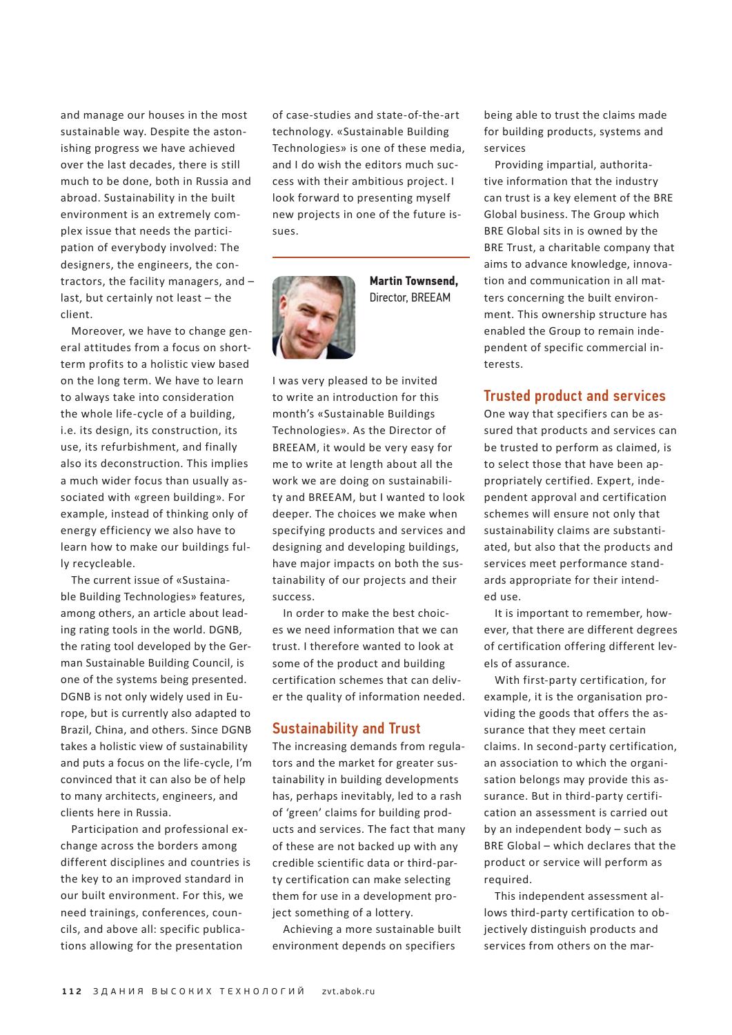and manage our houses in the most sustainable way. Despite the astonishing progress we have achieved over the last decades, there is still much to be done, both in Russia and abroad. Sustainability in the built environment is an extremely complex issue that needs the participation of everybody involved: The designers, the engineers, the contractors, the facility managers, and – last, but certainly not least – the client.

Moreover, we have to change general attitudes from a focus on short-term profits to a holistic view based on the long term. We have to learn to always take into consideration the whole life-cycle of a building, i.e. its design, its construction, its use, its refurbishment, and finally also its deconstruction. This implies a much wider focus than usually associated with «green building». For example, instead of thinking only of energy efficiency we also have to learn how to make our buildings fully recycleable.

The current issue of «Sustainable Building Technologies» features, among others, an article about leading rating tools in the world. DGNB, the rating tool developed by the German Sustainable Building Council, is one of the systems being presented. DGNB is not only widely used in Europe, but is currently also adapted to Brazil, China, and others. Since DGNB takes a holistic view of sustainability and puts a focus on the life-cycle, I'm convinced that it can also be of help to many architects, engineers, and clients here in Russia.

Participation and professional exchange across the borders among different disciplines and countries is the key to an improved standard in our built environment. For this, we need trainings, conferences, councils, and above all: specific publications allowing for the presentation of case-studies and state-of-the-art technology. «Sustainable Building Technologies» is one of these media, and I do wish the editors much success with their ambitious project. I look forward to presenting myself new projects in one of the future issues.

---

**Martin Townsend,**
Director, BREEAM

I was very pleased to be invited to write an introduction for this month's «Sustainable Buildings Technologies». As the Director of BREEAM, it would be very easy for me to write at length about all the work we are doing on sustainability and BREEAM, but I wanted to look deeper. The choices we make when specifying products and services and designing and developing buildings, have major impacts on both the sustainability of our projects and their success.

In order to make the best choices we need information that we can trust. I therefore wanted to look at some of the product and building certification schemes that can deliver the quality of information needed.

## Sustainability and Trust

The increasing demands from regulators and the market for greater sustainability in building developments has, perhaps inevitably, led to a rash of 'green' claims for building products and services. The fact that many of these are not backed up with any credible scientific data or third-party certification can make selecting them for use in a development project something of a lottery.

Achieving a more sustainable built environment depends on specifiers being able to trust the claims made for building products, systems and services

Providing impartial, authoritative information that the industry can trust is a key element of the BRE Global business. The Group which BRE Global sits in is owned by the BRE Trust, a charitable company that aims to advance knowledge, innovation and communication in all matters concerning the built environment. This ownership structure has enabled the Group to remain independent of specific commercial interests.

## Trusted product and services

One way that specifiers can be assured that products and services can be trusted to perform as claimed, is to select those that have been appropriately certified. Expert, independent approval and certification schemes will ensure not only that sustainability claims are substantiated, but also that the products and services meet performance standards appropriate for their intended use.

It is important to remember, however, that there are different degrees of certification offering different levels of assurance.

With first-party certification, for example, it is the organisation providing the goods that offers the assurance that they meet certain claims. In second-party certification, an association to which the organisation belongs may provide this assurance. But in third-party certification an assessment is carried out by an independent body – such as BRE Global – which declares that the product or service will perform as required.

This independent assessment allows third-party certification to objectively distinguish products and services from others on the mar-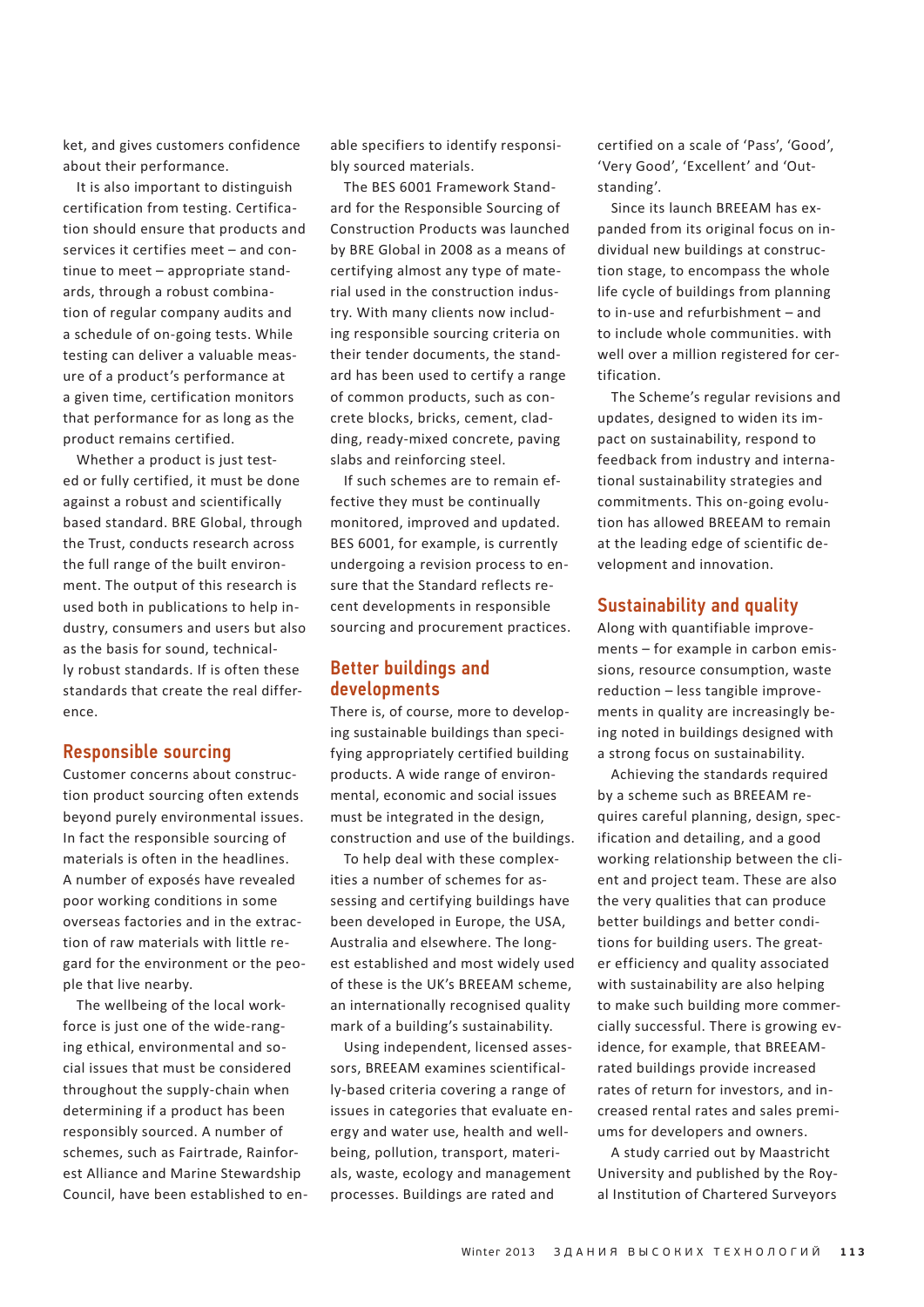ket, and gives customers confidence about their performance.

It is also important to distinguish certification from testing. Certification should ensure that products and services it certifies meet – and continue to meet – appropriate standards, through a robust combination of regular company audits and a schedule of on-going tests. While testing can deliver a valuable measure of a product's performance at a given time, certification monitors that performance for as long as the product remains certified.

Whether a product is just tested or fully certified, it must be done against a robust and scientifically based standard. BRE Global, through the Trust, conducts research across the full range of the built environment. The output of this research is used both in publications to help industry, consumers and users but also as the basis for sound, technically robust standards. If is often these standards that create the real difference.

## Responsible sourcing

Customer concerns about construction product sourcing often extends beyond purely environmental issues. In fact the responsible sourcing of materials is often in the headlines. A number of exposés have revealed poor working conditions in some overseas factories and in the extraction of raw materials with little regard for the environment or the people that live nearby.

The wellbeing of the local workforce is just one of the wide-ranging ethical, environmental and social issues that must be considered throughout the supply-chain when determining if a product has been responsibly sourced. A number of schemes, such as Fairtrade, Rainforest Alliance and Marine Stewardship Council, have been established to enable specifiers to identify responsibly sourced materials.

The BES 6001 Framework Standard for the Responsible Sourcing of Construction Products was launched by BRE Global in 2008 as a means of certifying almost any type of material used in the construction industry. With many clients now including responsible sourcing criteria on their tender documents, the standard has been used to certify a range of common products, such as concrete blocks, bricks, cement, cladding, ready-mixed concrete, paving slabs and reinforcing steel.

If such schemes are to remain effective they must be continually monitored, improved and updated. BES 6001, for example, is currently undergoing a revision process to ensure that the Standard reflects recent developments in responsible sourcing and procurement practices.

## Better buildings and developments

There is, of course, more to developing sustainable buildings than specifying appropriately certified building products. A wide range of environmental, economic and social issues must be integrated in the design, construction and use of the buildings.

To help deal with these complexities a number of schemes for assessing and certifying buildings have been developed in Europe, the USA, Australia and elsewhere. The longest established and most widely used of these is the UK's BREEAM scheme, an internationally recognised quality mark of a building's sustainability.

Using independent, licensed assessors, BREEAM examines scientifically-based criteria covering a range of issues in categories that evaluate energy and water use, health and wellbeing, pollution, transport, materials, waste, ecology and management processes. Buildings are rated and certified on a scale of 'Pass', 'Good', 'Very Good', 'Excellent' and 'Outstanding'.

Since its launch BREEAM has expanded from its original focus on individual new buildings at construction stage, to encompass the whole life cycle of buildings from planning to in-use and refurbishment – and to include whole communities. with well over a million registered for certification.

The Scheme's regular revisions and updates, designed to widen its impact on sustainability, respond to feedback from industry and international sustainability strategies and commitments. This on-going evolution has allowed BREEAM to remain at the leading edge of scientific development and innovation.

## Sustainability and quality

Along with quantifiable improvements – for example in carbon emissions, resource consumption, waste reduction – less tangible improvements in quality are increasingly being noted in buildings designed with a strong focus on sustainability.

Achieving the standards required by a scheme such as BREEAM requires careful planning, design, specification and detailing, and a good working relationship between the client and project team. These are also the very qualities that can produce better buildings and better conditions for building users. The greater efficiency and quality associated with sustainability are also helping to make such building more commercially successful. There is growing evidence, for example, that BREEAM-rated buildings provide increased rates of return for investors, and increased rental rates and sales premiums for developers and owners.

A study carried out by Maastricht University and published by the Royal Institution of Chartered Surveyors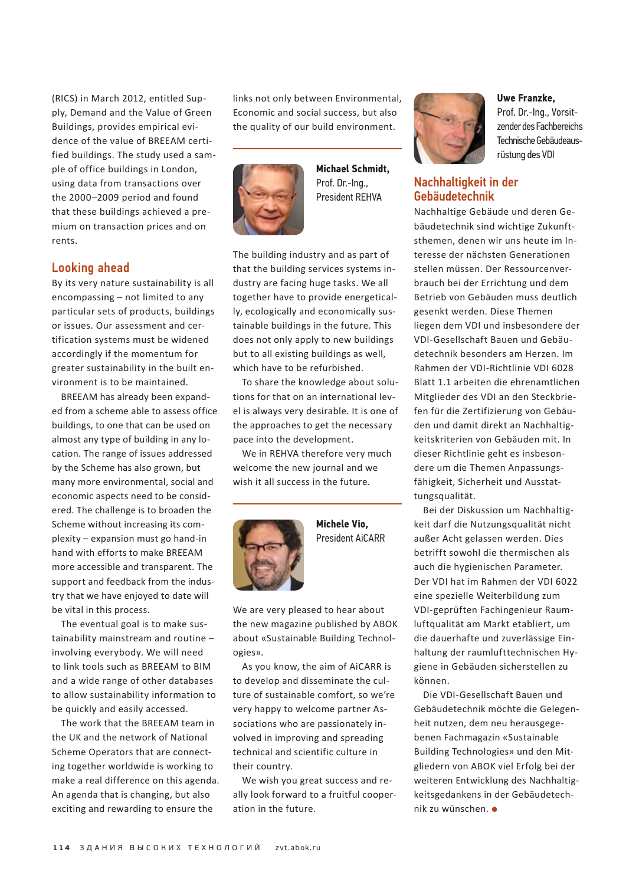(RICS) in March 2012, entitled Supply, Demand and the Value of Green Buildings, provides empirical evidence of the value of BREEAM certified buildings. The study used a sample of office buildings in London, using data from transactions over the 2000–2009 period and found that these buildings achieved a premium on transaction prices and on rents.

## Looking ahead

By its very nature sustainability is all encompassing – not limited to any particular sets of products, buildings or issues. Our assessment and certification systems must be widened accordingly if the momentum for greater sustainability in the built environment is to be maintained.

BREEAM has already been expanded from a scheme able to assess office buildings, to one that can be used on almost any type of building in any location. The range of issues addressed by the Scheme has also grown, but many more environmental, social and economic aspects need to be considered. The challenge is to broaden the Scheme without increasing its complexity – expansion must go hand-in hand with efforts to make BREEAM more accessible and transparent. The support and feedback from the industry that we have enjoyed to date will be vital in this process.

The eventual goal is to make sustainability mainstream and routine – involving everybody. We will need to link tools such as BREEAM to BIM and a wide range of other databases to allow sustainability information to be quickly and easily accessed.

The work that the BREEAM team in the UK and the network of National Scheme Operators that are connecting together worldwide is working to make a real difference on this agenda. An agenda that is changing, but also exciting and rewarding to ensure the links not only between Environmental, Economic and social success, but also the quality of our build environment.

---

**Michael Schmidt,**
Prof. Dr.-Ing.,
President REHVA

The building industry and as part of that the building services systems industry are facing huge tasks. We all together have to provide energetically, ecologically and economically sustainable buildings in the future. This does not only apply to new buildings but to all existing buildings as well, which have to be refurbished.

To share the knowledge about solutions for that on an international level is always very desirable. It is one of the approaches to get the necessary pace into the development.

We in REHVA therefore very much welcome the new journal and we wish it all success in the future.

---

**Michele Vio,**
President AiCARR

We are very pleased to hear about the new magazine published by ABOK about «Sustainable Building Technologies».

As you know, the aim of AiCARR is to develop and disseminate the culture of sustainable comfort, so we're very happy to welcome partner Associations who are passionately involved in improving and spreading technical and scientific culture in their country.

We wish you great success and really look forward to a fruitful cooperation in the future.

---

**Uwe Franzke,**
Prof. Dr.-Ing., Vorsitzender des Fachbereichs Technische Gebäudeausrüstung des VDI

## Nachhaltigkeit in der Gebäudetechnik

Nachhaltige Gebäude und deren Gebäudetechnik sind wichtige Zukunftsthemen, denen wir uns heute im Interesse der nächsten Generationen stellen müssen. Der Ressourcenverbrauch bei der Errichtung und dem Betrieb von Gebäuden muss deutlich gesenkt werden. Diese Themen liegen dem VDI und insbesondere der VDI-Gesellschaft Bauen und Gebäudetechnik besonders am Herzen. Im Rahmen der VDI-Richtlinie VDI 6028 Blatt 1.1 arbeiten die ehrenamtlichen Mitglieder des VDI an den Steckbriefen für die Zertifizierung von Gebäuden und damit direkt an Nachhaltigkeitskriterien von Gebäuden mit. In dieser Richtlinie geht es insbesondere um die Themen Anpassungsfähigkeit, Sicherheit und Ausstattungsqualität.

Bei der Diskussion um Nachhaltigkeit darf die Nutzungsqualität nicht außer Acht gelassen werden. Dies betrifft sowohl die thermischen als auch die hygienischen Parameter. Der VDI hat im Rahmen der VDI 6022 eine spezielle Weiterbildung zum VDI-geprüften Fachingenieur Raumluftqualität am Markt etabliert, um die dauerhafte und zuverlässige Einhaltung der raumlufttechnischen Hygiene in Gebäuden sicherstellen zu können.

Die VDI-Gesellschaft Bauen und Gebäudetechnik möchte die Gelegenheit nutzen, dem neu herausgegebenen Fachmagazin «Sustainable Building Technologies» und den Mitgliedern von ABOK viel Erfolg bei der weiteren Entwicklung des Nachhaltigkeitsgedankens in der Gebäudetechnik zu wünschen. ●